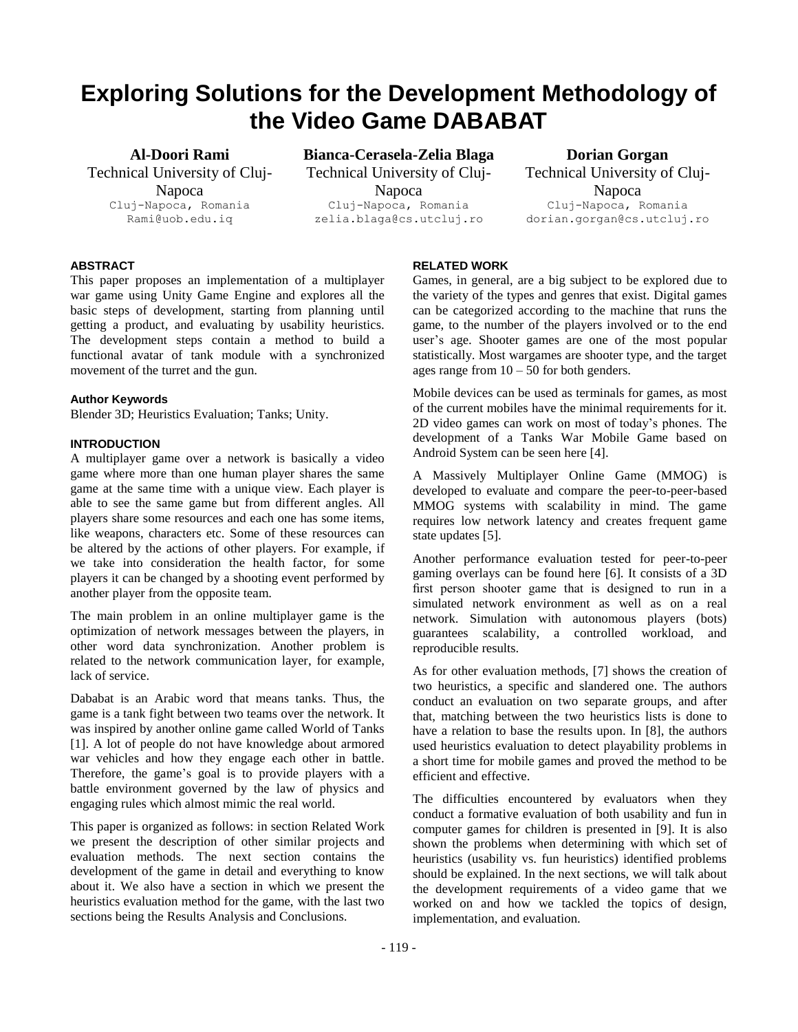# Exploring Solutions for the Development Methodology of the Video Game DABABAT

**Al-Doori Rami**
Technical University of Cluj-Napoca
Cluj-Napoca, Romania
Rami@uob.edu.iq

**Bianca-Cerasela-Zelia Blaga**
Technical University of Cluj-Napoca
Cluj-Napoca, Romania
zelia.blaga@cs.utcluj.ro

**Dorian Gorgan**
Technical University of Cluj-Napoca
Cluj-Napoca, Romania
dorian.gorgan@cs.utcluj.ro

## ABSTRACT

This paper proposes an implementation of a multiplayer war game using Unity Game Engine and explores all the basic steps of development, starting from planning until getting a product, and evaluating by usability heuristics. The development steps contain a method to build a functional avatar of tank module with a synchronized movement of the turret and the gun.

### Author Keywords

Blender 3D; Heuristics Evaluation; Tanks; Unity.

## INTRODUCTION

A multiplayer game over a network is basically a video game where more than one human player shares the same game at the same time with a unique view. Each player is able to see the same game but from different angles. All players share some resources and each one has some items, like weapons, characters etc. Some of these resources can be altered by the actions of other players. For example, if we take into consideration the health factor, for some players it can be changed by a shooting event performed by another player from the opposite team.

The main problem in an online multiplayer game is the optimization of network messages between the players, in other word data synchronization. Another problem is related to the network communication layer, for example, lack of service.

Dababat is an Arabic word that means tanks. Thus, the game is a tank fight between two teams over the network. It was inspired by another online game called World of Tanks [1]. A lot of people do not have knowledge about armored war vehicles and how they engage each other in battle. Therefore, the game's goal is to provide players with a battle environment governed by the law of physics and engaging rules which almost mimic the real world.

This paper is organized as follows: in section Related Work we present the description of other similar projects and evaluation methods. The next section contains the development of the game in detail and everything to know about it. We also have a section in which we present the heuristics evaluation method for the game, with the last two sections being the Results Analysis and Conclusions.

## RELATED WORK

Games, in general, are a big subject to be explored due to the variety of the types and genres that exist. Digital games can be categorized according to the machine that runs the game, to the number of the players involved or to the end user's age. Shooter games are one of the most popular statistically. Most wargames are shooter type, and the target ages range from 10 – 50 for both genders.

Mobile devices can be used as terminals for games, as most of the current mobiles have the minimal requirements for it. 2D video games can work on most of today's phones. The development of a Tanks War Mobile Game based on Android System can be seen here [4].

A Massively Multiplayer Online Game (MMOG) is developed to evaluate and compare the peer-to-peer-based MMOG systems with scalability in mind. The game requires low network latency and creates frequent game state updates [5].

Another performance evaluation tested for peer-to-peer gaming overlays can be found here [6]. It consists of a 3D first person shooter game that is designed to run in a simulated network environment as well as on a real network. Simulation with autonomous players (bots) guarantees scalability, a controlled workload, and reproducible results.

As for other evaluation methods, [7] shows the creation of two heuristics, a specific and slandered one. The authors conduct an evaluation on two separate groups, and after that, matching between the two heuristics lists is done to have a relation to base the results upon. In [8], the authors used heuristics evaluation to detect playability problems in a short time for mobile games and proved the method to be efficient and effective.

The difficulties encountered by evaluators when they conduct a formative evaluation of both usability and fun in computer games for children is presented in [9]. It is also shown the problems when determining with which set of heuristics (usability vs. fun heuristics) identified problems should be explained. In the next sections, we will talk about the development requirements of a video game that we worked on and how we tackled the topics of design, implementation, and evaluation.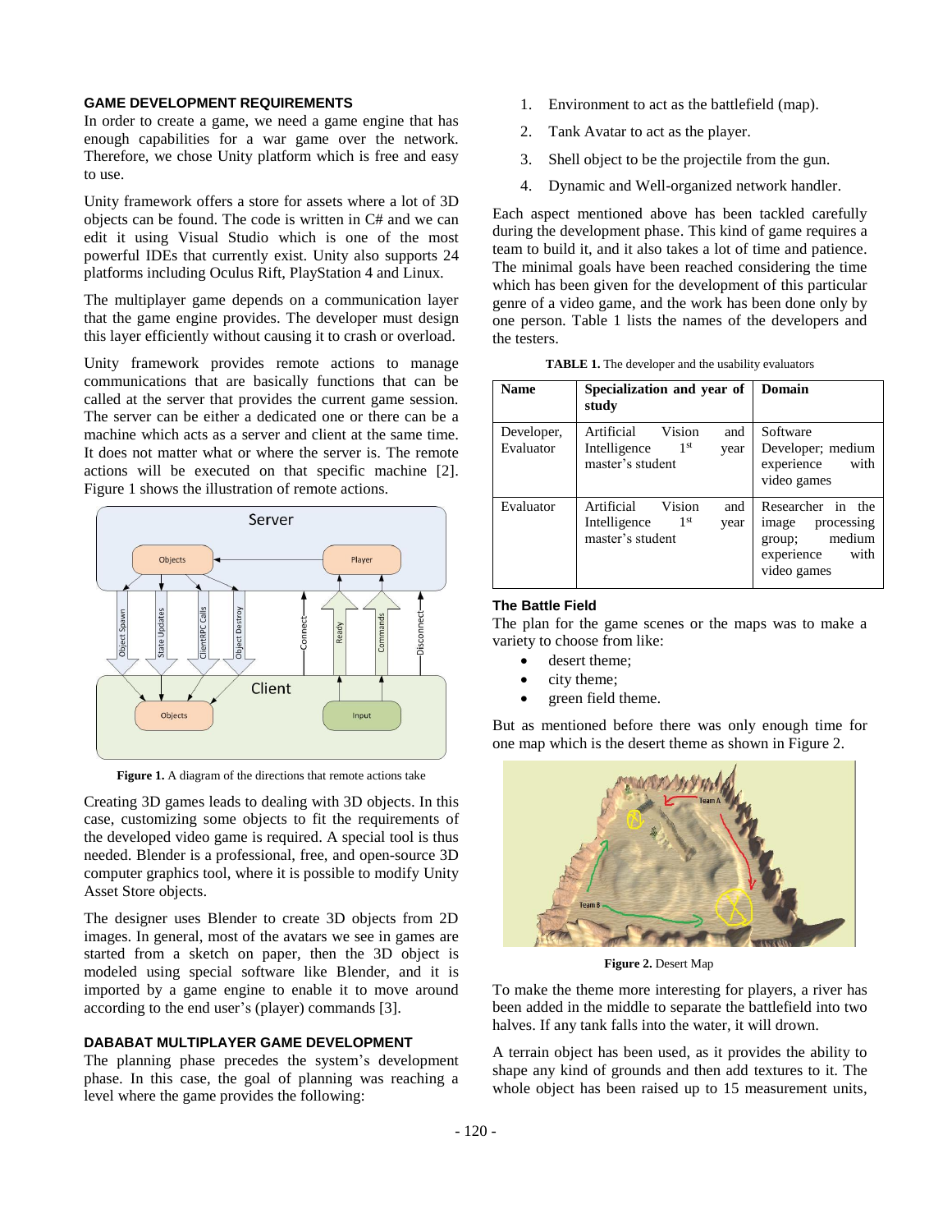## GAME DEVELOPMENT REQUIREMENTS

In order to create a game, we need a game engine that has enough capabilities for a war game over the network. Therefore, we chose Unity platform which is free and easy to use.

Unity framework offers a store for assets where a lot of 3D objects can be found. The code is written in C# and we can edit it using Visual Studio which is one of the most powerful IDEs that currently exist. Unity also supports 24 platforms including Oculus Rift, PlayStation 4 and Linux.

The multiplayer game depends on a communication layer that the game engine provides. The developer must design this layer efficiently without causing it to crash or overload.

Unity framework provides remote actions to manage communications that are basically functions that can be called at the server that provides the current game session. The server can be either a dedicated one or there can be a machine which acts as a server and client at the same time. It does not matter what or where the server is. The remote actions will be executed on that specific machine [2]. Figure 1 shows the illustration of remote actions.

**Figure 1.** A diagram of the directions that remote actions take

Creating 3D games leads to dealing with 3D objects. In this case, customizing some objects to fit the requirements of the developed video game is required. A special tool is thus needed. Blender is a professional, free, and open-source 3D computer graphics tool, where it is possible to modify Unity Asset Store objects.

The designer uses Blender to create 3D objects from 2D images. In general, most of the avatars we see in games are started from a sketch on paper, then the 3D object is modeled using special software like Blender, and it is imported by a game engine to enable it to move around according to the end user's (player) commands [3].

## DABABAT MULTIPLAYER GAME DEVELOPMENT

The planning phase precedes the system's development phase. In this case, the goal of planning was reaching a level where the game provides the following:

1. Environment to act as the battlefield (map).
2. Tank Avatar to act as the player.
3. Shell object to be the projectile from the gun.
4. Dynamic and Well-organized network handler.

Each aspect mentioned above has been tackled carefully during the development phase. This kind of game requires a team to build it, and it also takes a lot of time and patience. The minimal goals have been reached considering the time which has been given for the development of this particular genre of a video game, and the work has been done only by one person. Table 1 lists the names of the developers and the testers.

**TABLE 1.** The developer and the usability evaluators

| Name | Specialization and year of study | Domain |
|---|---|---|
| Developer, Evaluator | Artificial Vision and Intelligence 1st year master's student | Software Developer; medium experience with video games |
| Evaluator | Artificial Vision and Intelligence 1st year master's student | Researcher in the image processing group; medium experience with video games |

### The Battle Field

The plan for the game scenes or the maps was to make a variety to choose from like:

- desert theme;
- city theme;
- green field theme.

But as mentioned before there was only enough time for one map which is the desert theme as shown in Figure 2.

**Figure 2.** Desert Map

To make the theme more interesting for players, a river has been added in the middle to separate the battlefield into two halves. If any tank falls into the water, it will drown.

A terrain object has been used, as it provides the ability to shape any kind of grounds and then add textures to it. The whole object has been raised up to 15 measurement units,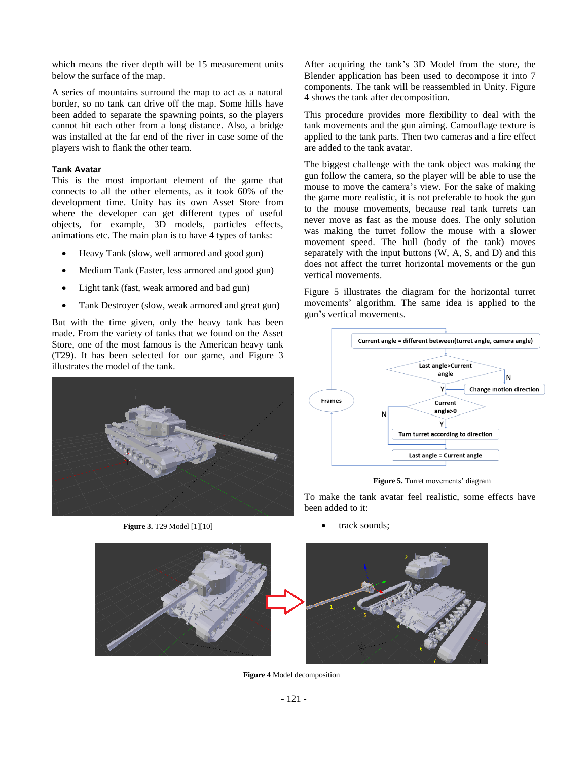which means the river depth will be 15 measurement units below the surface of the map.

A series of mountains surround the map to act as a natural border, so no tank can drive off the map. Some hills have been added to separate the spawning points, so the players cannot hit each other from a long distance. Also, a bridge was installed at the far end of the river in case some of the players wish to flank the other team.

### Tank Avatar

This is the most important element of the game that connects to all the other elements, as it took 60% of the development time. Unity has its own Asset Store where the developer can get different types of useful objects, for example, 3D models, particles effects, animations etc. The main plan is to have 4 types of tanks:

- Heavy Tank (slow, well armored and good gun)
- Medium Tank (Faster, less armored and good gun)
- Light tank (fast, weak armored and bad gun)
- Tank Destroyer (slow, weak armored and great gun)

But with the time given, only the heavy tank has been made. From the variety of tanks that we found on the Asset Store, one of the most famous is the American heavy tank (T29). It has been selected for our game, and Figure 3 illustrates the model of the tank.

**Figure 3.** T29 Model [1][10]

After acquiring the tank's 3D Model from the store, the Blender application has been used to decompose it into 7 components. The tank will be reassembled in Unity. Figure 4 shows the tank after decomposition.

This procedure provides more flexibility to deal with the tank movements and the gun aiming. Camouflage texture is applied to the tank parts. Then two cameras and a fire effect are added to the tank avatar.

The biggest challenge with the tank object was making the gun follow the camera, so the player will be able to use the mouse to move the camera's view. For the sake of making the game more realistic, it is not preferable to hook the gun to the mouse movements, because real tank turrets can never move as fast as the mouse does. The only solution was making the turret follow the mouse with a slower movement speed. The hull (body of the tank) moves separately with the input buttons (W, A, S, and D) and this does not affect the turret horizontal movements or the gun vertical movements.

Figure 5 illustrates the diagram for the horizontal turret movements' algorithm. The same idea is applied to the gun's vertical movements.

Frames → Current angle = different between(turret angle, camera angle) → Last angle>Current angle (N → Change motion direction; Y) → Current angle>0 (N → Frames; Y → Turn turret according to direction) → Last angle = Current angle → Frames

**Figure 5.** Turret movements' diagram

To make the tank avatar feel realistic, some effects have been added to it:

- track sounds;

**Figure 4** Model decomposition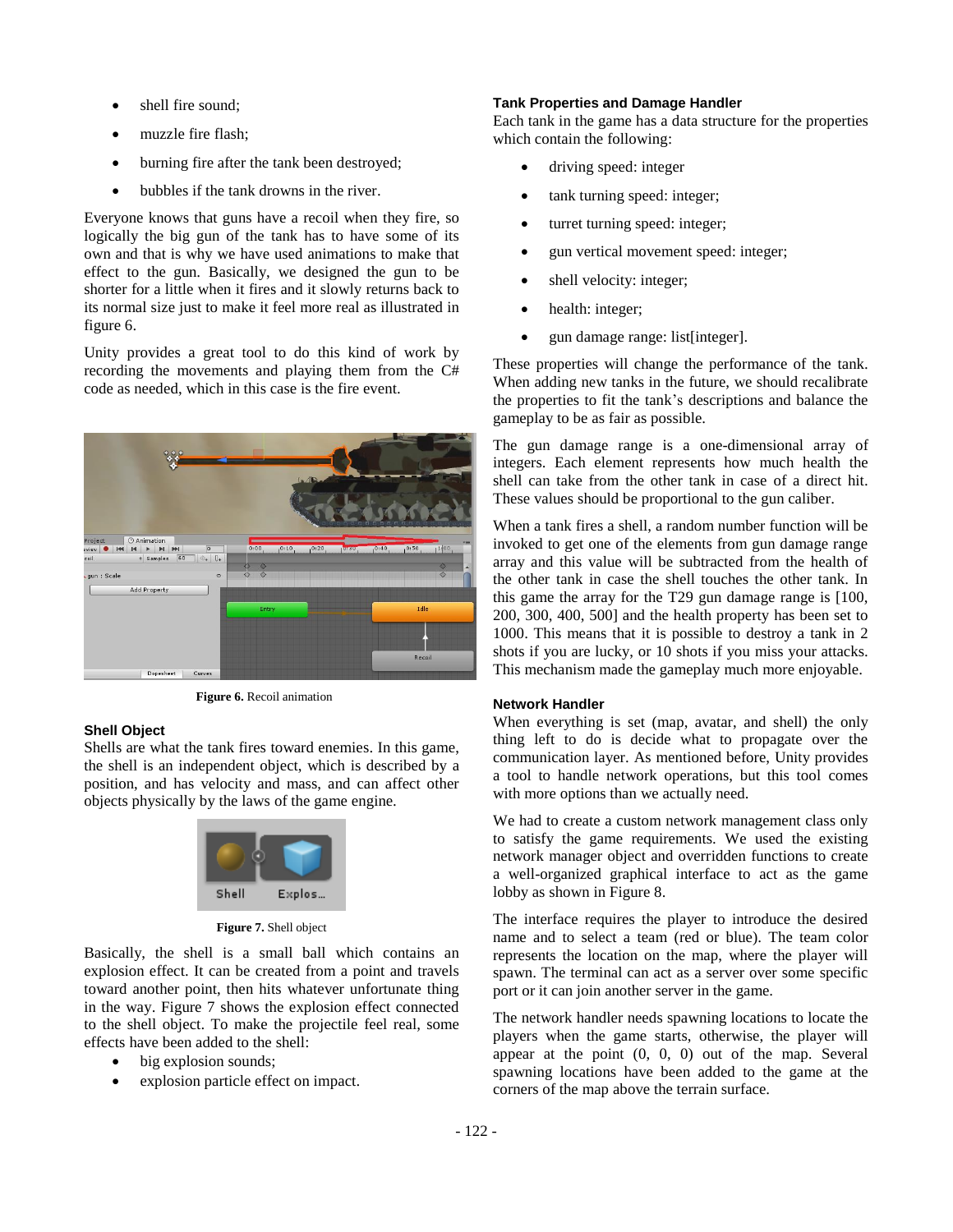- shell fire sound;
- muzzle fire flash;
- burning fire after the tank been destroyed;
- bubbles if the tank drowns in the river.

Everyone knows that guns have a recoil when they fire, so logically the big gun of the tank has to have some of its own and that is why we have used animations to make that effect to the gun. Basically, we designed the gun to be shorter for a little when it fires and it slowly returns back to its normal size just to make it feel more real as illustrated in figure 6.

Unity provides a great tool to do this kind of work by recording the movements and playing them from the C# code as needed, which in this case is the fire event.

**Figure 6.** Recoil animation

### Shell Object

Shells are what the tank fires toward enemies. In this game, the shell is an independent object, which is described by a position, and has velocity and mass, and can affect other objects physically by the laws of the game engine.

**Figure 7.** Shell object

Basically, the shell is a small ball which contains an explosion effect. It can be created from a point and travels toward another point, then hits whatever unfortunate thing in the way. Figure 7 shows the explosion effect connected to the shell object. To make the projectile feel real, some effects have been added to the shell:

- big explosion sounds;
- explosion particle effect on impact.

### Tank Properties and Damage Handler

Each tank in the game has a data structure for the properties which contain the following:

- driving speed: integer
- tank turning speed: integer;
- turret turning speed: integer;
- gun vertical movement speed: integer;
- shell velocity: integer;
- health: integer;
- gun damage range: list[integer].

These properties will change the performance of the tank. When adding new tanks in the future, we should recalibrate the properties to fit the tank's descriptions and balance the gameplay to be as fair as possible.

The gun damage range is a one-dimensional array of integers. Each element represents how much health the shell can take from the other tank in case of a direct hit. These values should be proportional to the gun caliber.

When a tank fires a shell, a random number function will be invoked to get one of the elements from gun damage range array and this value will be subtracted from the health of the other tank in case the shell touches the other tank. In this game the array for the T29 gun damage range is [100, 200, 300, 400, 500] and the health property has been set to 1000. This means that it is possible to destroy a tank in 2 shots if you are lucky, or 10 shots if you miss your attacks. This mechanism made the gameplay much more enjoyable.

### Network Handler

When everything is set (map, avatar, and shell) the only thing left to do is decide what to propagate over the communication layer. As mentioned before, Unity provides a tool to handle network operations, but this tool comes with more options than we actually need.

We had to create a custom network management class only to satisfy the game requirements. We used the existing network manager object and overridden functions to create a well-organized graphical interface to act as the game lobby as shown in Figure 8.

The interface requires the player to introduce the desired name and to select a team (red or blue). The team color represents the location on the map, where the player will spawn. The terminal can act as a server over some specific port or it can join another server in the game.

The network handler needs spawning locations to locate the players when the game starts, otherwise, the player will appear at the point (0, 0, 0) out of the map. Several spawning locations have been added to the game at the corners of the map above the terrain surface.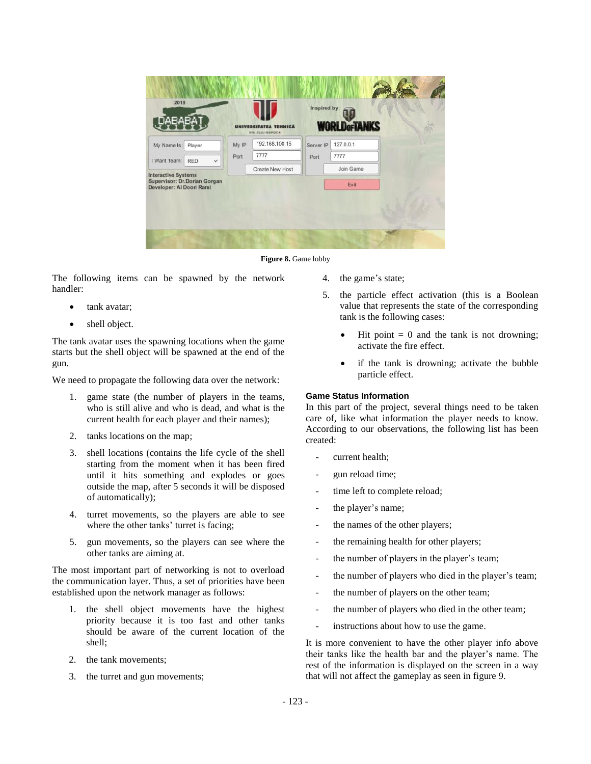Figure 8. Game lobby

The following items can be spawned by the network handler:

- tank avatar;
- shell object.

The tank avatar uses the spawning locations when the game starts but the shell object will be spawned at the end of the gun.

We need to propagate the following data over the network:

1. game state (the number of players in the teams, who is still alive and who is dead, and what is the current health for each player and their names);
2. tanks locations on the map;
3. shell locations (contains the life cycle of the shell starting from the moment when it has been fired until it hits something and explodes or goes outside the map, after 5 seconds it will be disposed of automatically);
4. turret movements, so the players are able to see where the other tanks' turret is facing;
5. gun movements, so the players can see where the other tanks are aiming at.

The most important part of networking is not to overload the communication layer. Thus, a set of priorities have been established upon the network manager as follows:

1. the shell object movements have the highest priority because it is too fast and other tanks should be aware of the current location of the shell;
2. the tank movements;
3. the turret and gun movements;
4. the game's state;
5. the particle effect activation (this is a Boolean value that represents the state of the corresponding tank is the following cases:
   - Hit point = 0 and the tank is not drowning; activate the fire effect.
   - if the tank is drowning; activate the bubble particle effect.

### Game Status Information

In this part of the project, several things need to be taken care of, like what information the player needs to know. According to our observations, the following list has been created:

- current health;
- gun reload time;
- time left to complete reload;
- the player's name;
- the names of the other players;
- the remaining health for other players;
- the number of players in the player's team;
- the number of players who died in the player's team;
- the number of players on the other team;
- the number of players who died in the other team;
- instructions about how to use the game.

It is more convenient to have the other player info above their tanks like the health bar and the player's name. The rest of the information is displayed on the screen in a way that will not affect the gameplay as seen in figure 9.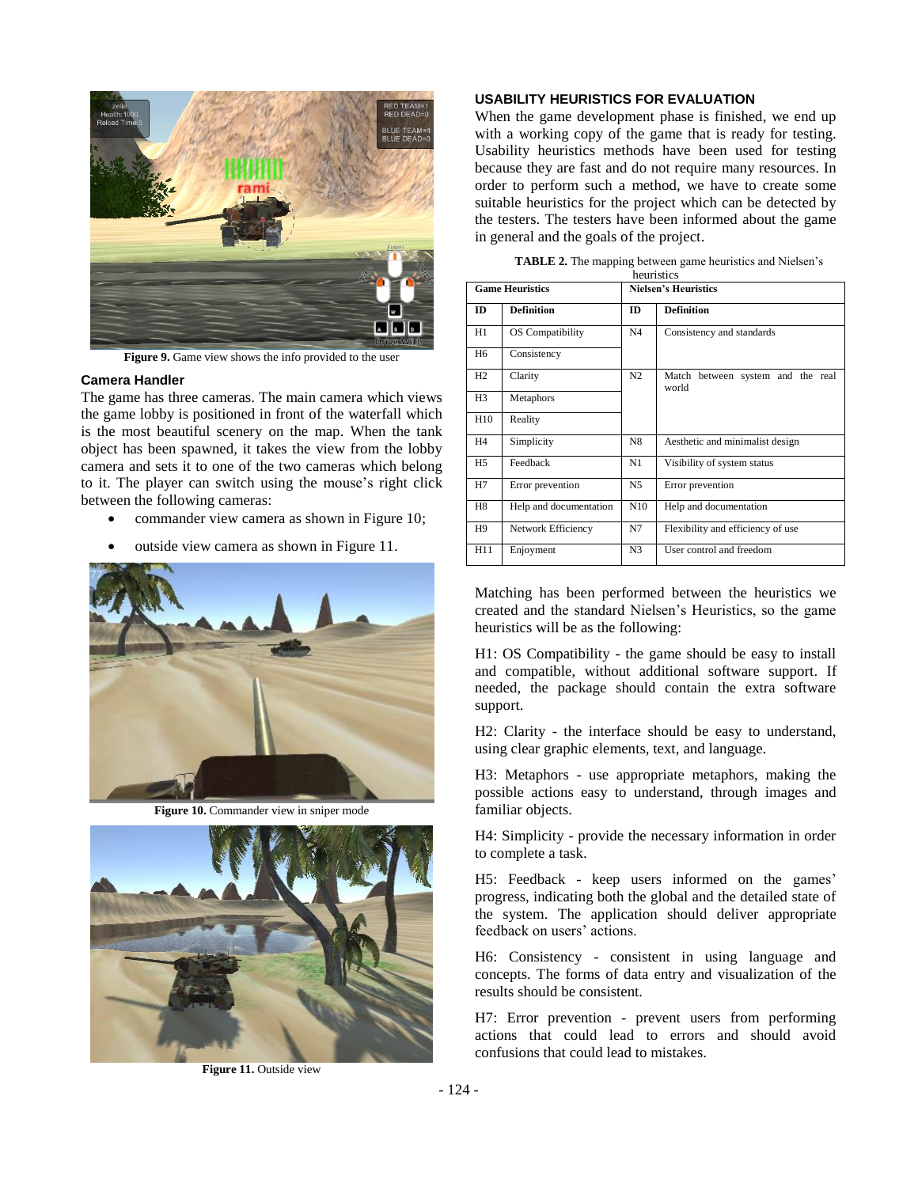Figure 9. Game view shows the info provided to the user

### Camera Handler

The game has three cameras. The main camera which views the game lobby is positioned in front of the waterfall which is the most beautiful scenery on the map. When the tank object has been spawned, it takes the view from the lobby camera and sets it to one of the two cameras which belong to it. The player can switch using the mouse's right click between the following cameras:

- commander view camera as shown in Figure 10;
- outside view camera as shown in Figure 11.

Figure 10. Commander view in sniper mode

Figure 11. Outside view

### USABILITY HEURISTICS FOR EVALUATION

When the game development phase is finished, we end up with a working copy of the game that is ready for testing. Usability heuristics methods have been used for testing because they are fast and do not require many resources. In order to perform such a method, we have to create some suitable heuristics for the project which can be detected by the testers. The testers have been informed about the game in general and the goals of the project.

**TABLE 2.** The mapping between game heuristics and Nielsen's heuristics

| Game Heuristics | | Nielsen's Heuristics | |
|---|---|---|---|
| **ID** | **Definition** | **ID** | **Definition** |
| H1 | OS Compatibility | N4 | Consistency and standards |
| H6 | Consistency | | |
| H2 | Clarity | N2 | Match between system and the real world |
| H3 | Metaphors | | |
| H10 | Reality | | |
| H4 | Simplicity | N8 | Aesthetic and minimalist design |
| H5 | Feedback | N1 | Visibility of system status |
| H7 | Error prevention | N5 | Error prevention |
| H8 | Help and documentation | N10 | Help and documentation |
| H9 | Network Efficiency | N7 | Flexibility and efficiency of use |
| H11 | Enjoyment | N3 | User control and freedom |

Matching has been performed between the heuristics we created and the standard Nielsen's Heuristics, so the game heuristics will be as the following:

H1: OS Compatibility - the game should be easy to install and compatible, without additional software support. If needed, the package should contain the extra software support.

H2: Clarity - the interface should be easy to understand, using clear graphic elements, text, and language.

H3: Metaphors - use appropriate metaphors, making the possible actions easy to understand, through images and familiar objects.

H4: Simplicity - provide the necessary information in order to complete a task.

H5: Feedback - keep users informed on the games' progress, indicating both the global and the detailed state of the system. The application should deliver appropriate feedback on users' actions.

H6: Consistency - consistent in using language and concepts. The forms of data entry and visualization of the results should be consistent.

H7: Error prevention - prevent users from performing actions that could lead to errors and should avoid confusions that could lead to mistakes.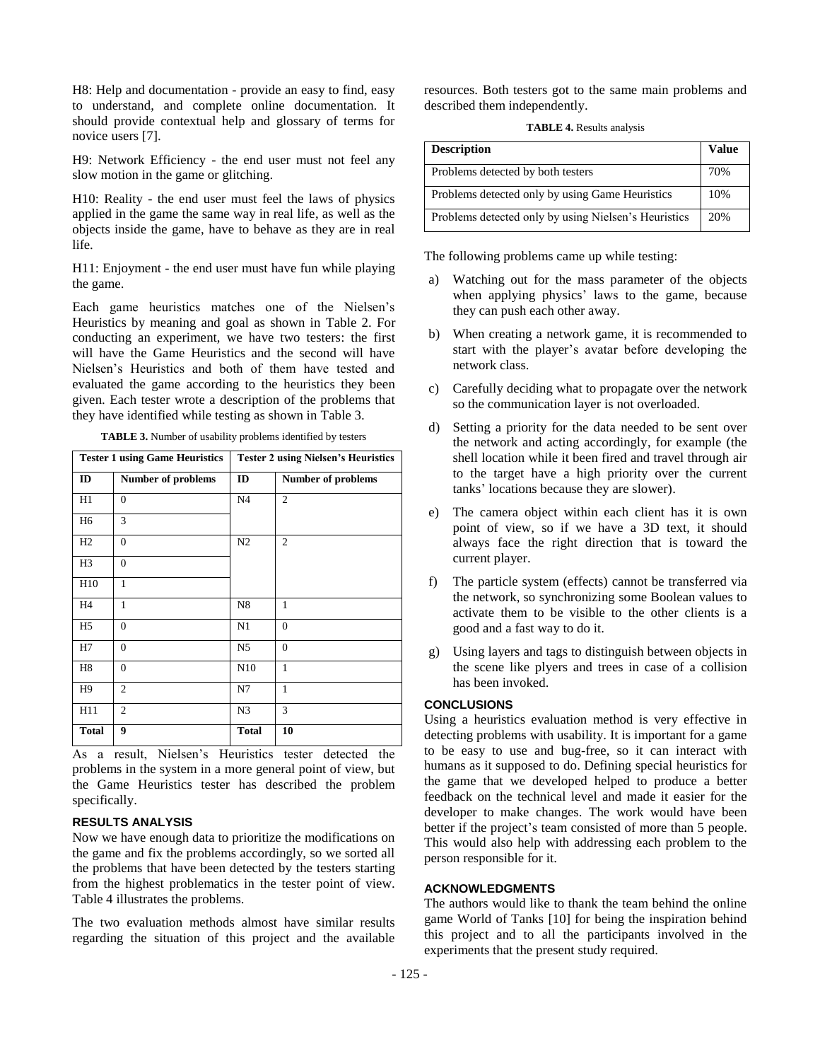H8: Help and documentation - provide an easy to find, easy to understand, and complete online documentation. It should provide contextual help and glossary of terms for novice users [7].

H9: Network Efficiency - the end user must not feel any slow motion in the game or glitching.

H10: Reality - the end user must feel the laws of physics applied in the game the same way in real life, as well as the objects inside the game, have to behave as they are in real life.

H11: Enjoyment - the end user must have fun while playing the game.

Each game heuristics matches one of the Nielsen's Heuristics by meaning and goal as shown in Table 2. For conducting an experiment, we have two testers: the first will have the Game Heuristics and the second will have Nielsen's Heuristics and both of them have tested and evaluated the game according to the heuristics they been given. Each tester wrote a description of the problems that they have identified while testing as shown in Table 3.

**TABLE 3.** Number of usability problems identified by testers

| Tester 1 using Game Heuristics | | Tester 2 using Nielsen's Heuristics | |
|---|---|---|---|
| **ID** | **Number of problems** | **ID** | **Number of problems** |
| H1 | 0 | N4 | 2 |
| H6 | 3 | | |
| H2 | 0 | N2 | 2 |
| H3 | 0 | | |
| H10 | 1 | | |
| H4 | 1 | N8 | 1 |
| H5 | 0 | N1 | 0 |
| H7 | 0 | N5 | 0 |
| H8 | 0 | N10 | 1 |
| H9 | 2 | N7 | 1 |
| H11 | 2 | N3 | 3 |
| **Total** | **9** | **Total** | **10** |

As a result, Nielsen's Heuristics tester detected the problems in the system in a more general point of view, but the Game Heuristics tester has described the problem specifically.

## RESULTS ANALYSIS

Now we have enough data to prioritize the modifications on the game and fix the problems accordingly, so we sorted all the problems that have been detected by the testers starting from the highest problematics in the tester point of view. Table 4 illustrates the problems.

The two evaluation methods almost have similar results regarding the situation of this project and the available resources. Both testers got to the same main problems and described them independently.

**TABLE 4.** Results analysis

| Description | Value |
|---|---|
| Problems detected by both testers | 70% |
| Problems detected only by using Game Heuristics | 10% |
| Problems detected only by using Nielsen's Heuristics | 20% |

The following problems came up while testing:

a) Watching out for the mass parameter of the objects when applying physics' laws to the game, because they can push each other away.

b) When creating a network game, it is recommended to start with the player's avatar before developing the network class.

c) Carefully deciding what to propagate over the network so the communication layer is not overloaded.

d) Setting a priority for the data needed to be sent over the network and acting accordingly, for example (the shell location while it been fired and travel through air to the target have a high priority over the current tanks' locations because they are slower).

e) The camera object within each client has it is own point of view, so if we have a 3D text, it should always face the right direction that is toward the current player.

f) The particle system (effects) cannot be transferred via the network, so synchronizing some Boolean values to activate them to be visible to the other clients is a good and a fast way to do it.

g) Using layers and tags to distinguish between objects in the scene like plyers and trees in case of a collision has been invoked.

## CONCLUSIONS

Using a heuristics evaluation method is very effective in detecting problems with usability. It is important for a game to be easy to use and bug-free, so it can interact with humans as it supposed to do. Defining special heuristics for the game that we developed helped to produce a better feedback on the technical level and made it easier for the developer to make changes. The work would have been better if the project's team consisted of more than 5 people. This would also help with addressing each problem to the person responsible for it.

## ACKNOWLEDGMENTS

The authors would like to thank the team behind the online game World of Tanks [10] for being the inspiration behind this project and to all the participants involved in the experiments that the present study required.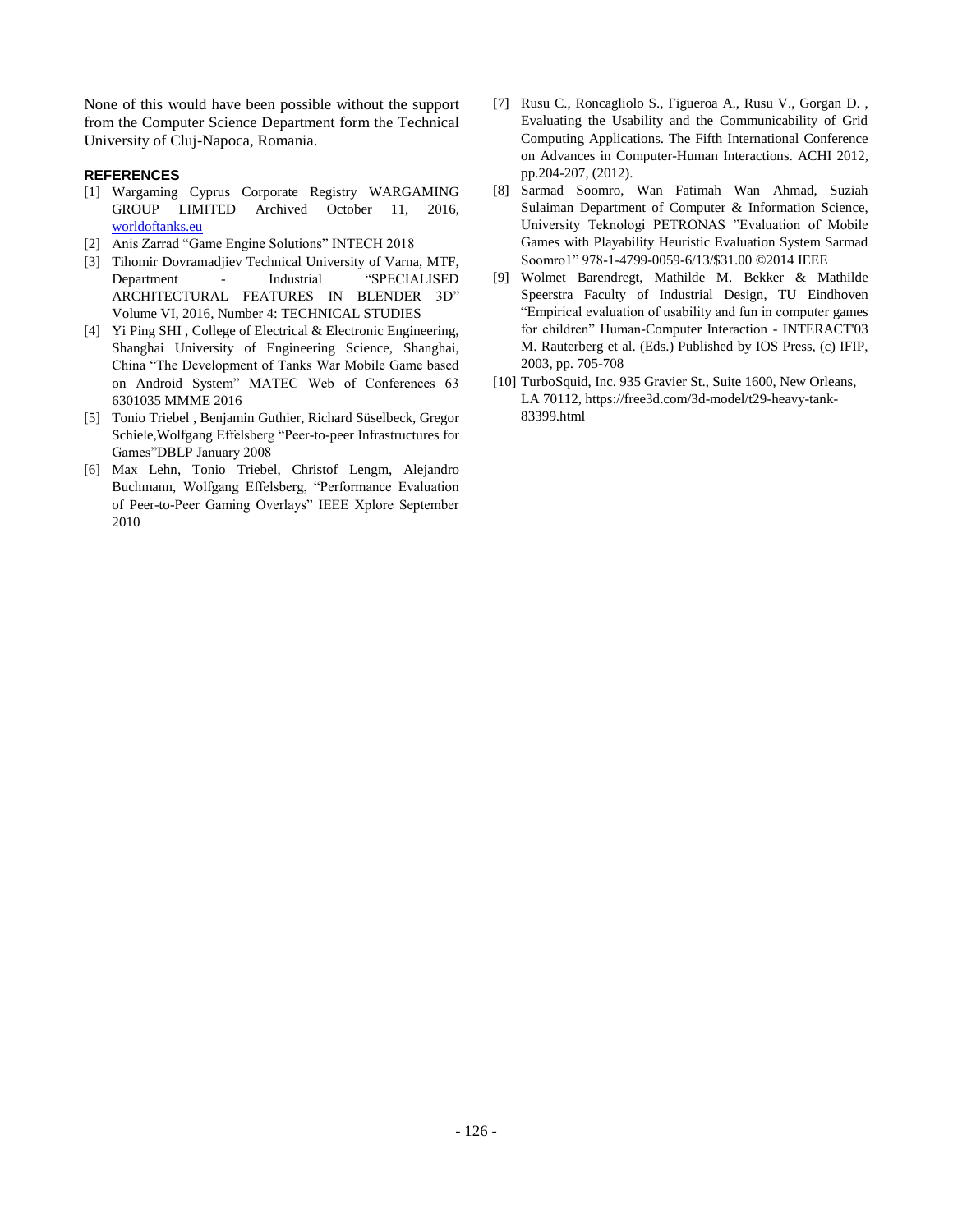None of this would have been possible without the support from the Computer Science Department form the Technical University of Cluj-Napoca, Romania.

**REFERENCES**

[1] Wargaming Cyprus Corporate Registry WARGAMING GROUP LIMITED Archived October 11, 2016, worldoftanks.eu

[2] Anis Zarrad "Game Engine Solutions" INTECH 2018

[3] Tihomir Dovramadjiev Technical University of Varna, MTF, Department - Industrial "SPECIALISED ARCHITECTURAL FEATURES IN BLENDER 3D" Volume VI, 2016, Number 4: TECHNICAL STUDIES

[4] Yi Ping SHI , College of Electrical & Electronic Engineering, Shanghai University of Engineering Science, Shanghai, China "The Development of Tanks War Mobile Game based on Android System" MATEC Web of Conferences 63 6301035 MMME 2016

[5] Tonio Triebel , Benjamin Guthier, Richard Süselbeck, Gregor Schiele,Wolfgang Effelsberg "Peer-to-peer Infrastructures for Games"DBLP January 2008

[6] Max Lehn, Tonio Triebel, Christof Lengm, Alejandro Buchmann, Wolfgang Effelsberg, "Performance Evaluation of Peer-to-Peer Gaming Overlays" IEEE Xplore September 2010

[7] Rusu C., Roncagliolo S., Figueroa A., Rusu V., Gorgan D. , Evaluating the Usability and the Communicability of Grid Computing Applications. The Fifth International Conference on Advances in Computer-Human Interactions. ACHI 2012, pp.204-207, (2012).

[8] Sarmad Soomro, Wan Fatimah Wan Ahmad, Suziah Sulaiman Department of Computer & Information Science, University Teknologi PETRONAS "Evaluation of Mobile Games with Playability Heuristic Evaluation System Sarmad Soomro1" 978-1-4799-0059-6/13/$31.00 ©2014 IEEE

[9] Wolmet Barendregt, Mathilde M. Bekker & Mathilde Speerstra Faculty of Industrial Design, TU Eindhoven "Empirical evaluation of usability and fun in computer games for children" Human-Computer Interaction - INTERACT'03 M. Rauterberg et al. (Eds.) Published by IOS Press, (c) IFIP, 2003, pp. 705-708

[10] TurboSquid, Inc. 935 Gravier St., Suite 1600, New Orleans, LA 70112, https://free3d.com/3d-model/t29-heavy-tank-83399.html